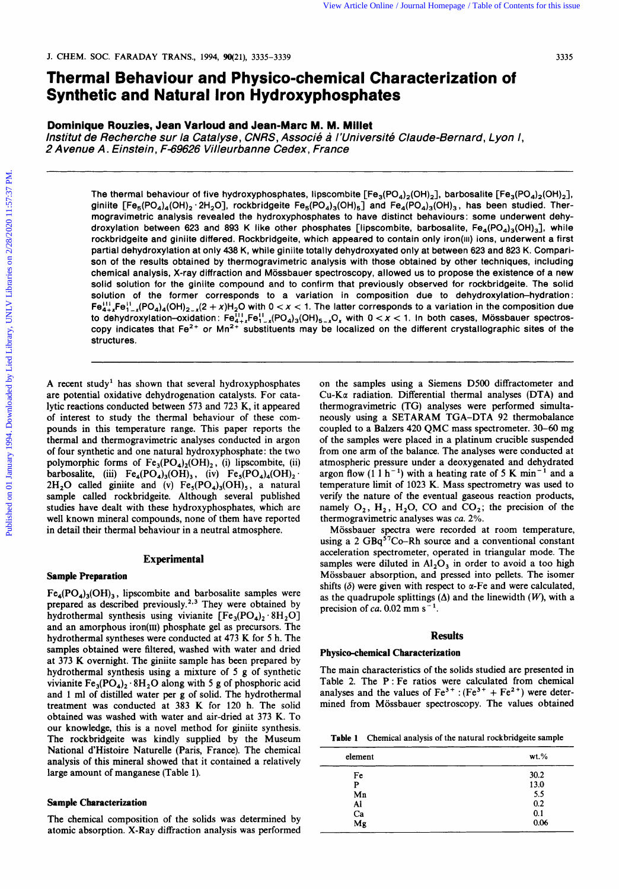# Thermal Behaviour and Physico-chemical Characterization of Synthetic and Natural Iron Hydroxyphosphates

**Dominique Rouzies, Jean Varloud and Jean-Marc M. M. Millet**

*Institut de Recherche sur la Catalyse, CNRS, Associé à l'Université Claude-Bernard, Lyon I, 2 Avenue A. Einstein, F-69626 Villeurbanne Cedex, France*

The thermal behaviour of five hydroxyphosphates, lipscombite [$Fe_3(PO_4)_2(OH)_2$], barbosalite [$Fe_3(PO_4)_2(OH)_2$], giniite [$Fe_5(PO_4)_4(OH)_2 \cdot 2H_2O$], rockbridgeite $Fe_5(PO_4)_3(OH)_5$] and $Fe_4(PO_4)_3(OH)_3$, has been studied. Thermogravimetric analysis revealed the hydroxyphosphates to have distinct behaviours: some underwent dehydroxylation between 623 and 893 K like other phosphates [lipscombite, barbosalite, $Fe_4(PO_4)_3(OH)_3$], while rockbridgeite and giniite differed. Rockbridgeite, which appeared to contain only iron(III) ions, underwent a first partial dehydroxylation at only 438 K, while giniite totally dehydroxylated only at between 623 and 823 K. Comparison of the results obtained by thermogravimetric analysis with those obtained by other techniques, including chemical analysis, X-ray diffraction and Mössbauer spectroscopy, allowed us to propose the existence of a new solid solution for the giniite compound and to confirm that previously observed for rockbridgeite. The solid solution of the former corresponds to a variation in composition due to dehydroxylation–hydration: $Fe^{III}_{4+x}Fe^{II}_{1-x}(PO_4)_4(OH)_{2-x}(2+x)H_2O$ with $0 < x < 1$. The latter corresponds to a variation in the composition due to dehydroxylation–oxidation: $Fe^{III}_{4+x}Fe^{II}_{1-x}(PO_4)_3(OH)_{5-x}O_x$ with $0 < x < 1$. In both cases, Mössbauer spectroscopy indicates that $Fe^{2+}$ or $Mn^{2+}$ substituents may be localized on the different crystallographic sites of the structures.

A recent study[1] has shown that several hydroxyphosphates are potential oxidative dehydrogenation catalysts. For catalytic reactions conducted between 573 and 723 K, it appeared of interest to study the thermal behaviour of these compounds in this temperature range. This paper reports the thermal and thermogravimetric analyses conducted in argon of four synthetic and one natural hydroxyphosphate: the two polymorphic forms of $Fe_3(PO_4)_2(OH)_2$, (i) lipscombite, (ii) barbosalite, (iii) $Fe_4(PO_4)_3(OH)_3$, (iv) $Fe_5(PO_4)_4(OH)_2 \cdot 2H_2O$ called giniite and (v) $Fe_5(PO_4)_3(OH)_5$, a natural sample called rockbridgeite. Although several published studies have dealt with these hydroxyphosphates, which are well known mineral compounds, none of them have reported in detail their thermal behaviour in a neutral atmosphere.

## Experimental

### Sample Preparation

$Fe_4(PO_4)_3(OH)_3$, lipscombite and barbosalite samples were prepared as described previously.[2,3] They were obtained by hydrothermal synthesis using vivianite [$Fe_3(PO_4)_2 \cdot 8H_2O$] and an amorphous iron(III) phosphate gel as precursors. The hydrothermal syntheses were conducted at 473 K for 5 h. The samples obtained were filtered, washed with water and dried at 373 K overnight. The giniite sample has been prepared by hydrothermal synthesis using a mixture of 5 g of synthetic vivianite $Fe_3(PO_4)_2 \cdot 8H_2O$ along with 5 g of phosphoric acid and 1 ml of distilled water per g of solid. The hydrothermal treatment was conducted at 383 K for 120 h. The solid obtained was washed with water and air-dried at 373 K. To our knowledge, this is a novel method for giniite synthesis. The rockbridgeite was kindly supplied by the Museum National d'Histoire Naturelle (Paris, France). The chemical analysis of this mineral showed that it contained a relatively large amount of manganese (Table 1).

### Sample Characterization

The chemical composition of the solids was determined by atomic absorption. X-Ray diffraction analysis was performed on the samples using a Siemens D500 diffractometer and Cu-K$\alpha$ radiation. Differential thermal analyses (DTA) and thermogravimetric (TG) analyses were performed simultaneously using a SETARAM TGA–DTA 92 thermobalance coupled to a Balzers 420 QMC mass spectrometer. 30–60 mg of the samples were placed in a platinum crucible suspended from one arm of the balance. The analyses were conducted at atmospheric pressure under a deoxygenated and dehydrated argon flow (1 l $h^{-1}$) with a heating rate of 5 K $min^{-1}$ and a temperature limit of 1023 K. Mass spectrometry was used to verify the nature of the eventual gaseous reaction products, namely $O_2$, $H_2$, $H_2O$, CO and $CO_2$; the precision of the thermogravimetric analyses was *ca.* 2%.

Mössbauer spectra were recorded at room temperature, using a 2 GBq $^{57}$Co–Rh source and a conventional constant acceleration spectrometer, operated in triangular mode. The samples were diluted in $Al_2O_3$ in order to avoid a too high Mössbauer absorption, and pressed into pellets. The isomer shifts ($\delta$) were given with respect to $\alpha$-Fe and were calculated, as the quadrupole splittings ($\Delta$) and the linewidth ($W$), with a precision of *ca.* 0.02 mm $s^{-1}$.

## Results

### Physico-chemical Characterization

The main characteristics of the solids studied are presented in Table 2. The P : Fe ratios were calculated from chemical analyses and the values of $Fe^{3+}$ : ($Fe^{3+}$ + $Fe^{2+}$) were determined from Mössbauer spectroscopy. The values obtained

**Table 1** Chemical analysis of the natural rockbridgeite sample

| element | wt.% |
|---|---|
| Fe | 30.2 |
| P | 13.0 |
| Mn | 5.5 |
| Al | 0.2 |
| Ca | 0.1 |
| Mg | 0.06 |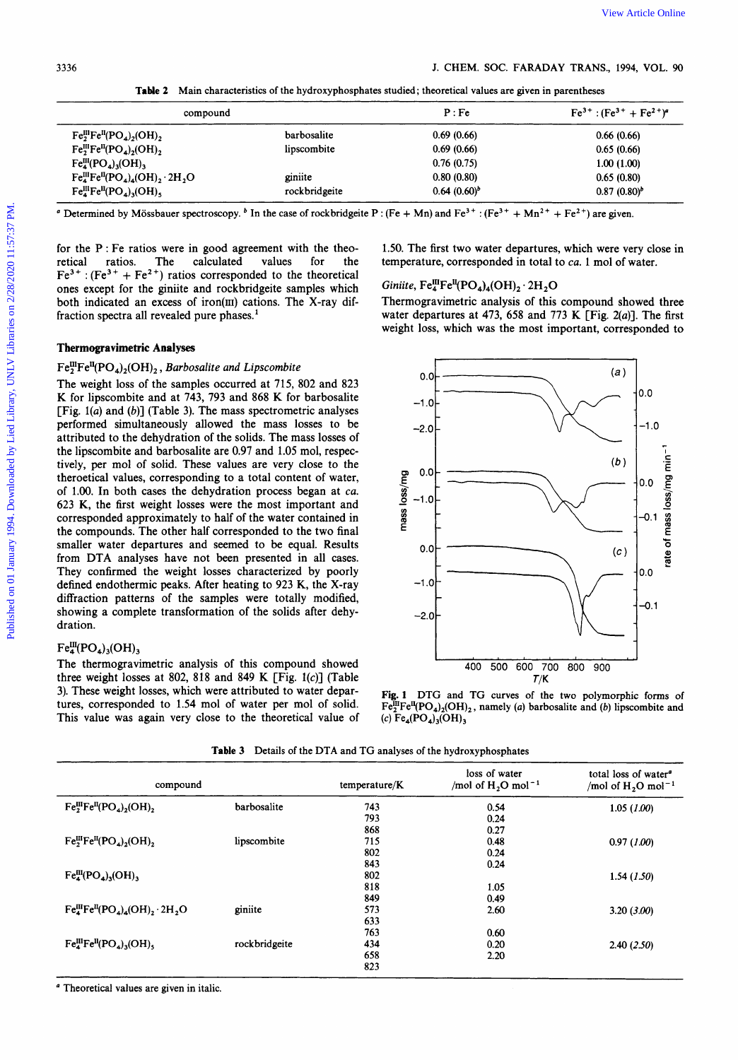**Table 2** Main characteristics of the hydroxyphosphates studied; theoretical values are given in parentheses

| compound | | P : Fe | $Fe^{3+}$ : ($Fe^{3+}$ + $Fe^{2+}$)[a] |
|---|---|---|---|
| $Fe^{III}_2Fe^{II}(PO_4)_2(OH)_2$ | barbosalite | 0.69 (0.66) | 0.66 (0.66) |
| $Fe^{III}_2Fe^{II}(PO_4)_2(OH)_2$ | lipscombite | 0.69 (0.66) | 0.65 (0.66) |
| $Fe^{III}_4(PO_4)_3(OH)_3$ | | 0.76 (0.75) | 1.00 (1.00) |
| $Fe^{III}_4Fe^{II}(PO_4)_4(OH)_2 \cdot 2H_2O$ | giniite | 0.80 (0.80) | 0.65 (0.80) |
| $Fe^{III}_4Fe^{II}(PO_4)_3(OH)_5$ | rockbridgeite | 0.64 (0.60)[b] | 0.87 (0.80)[b] |

[a] Determined by Mössbauer spectroscopy. [b] In the case of rockbridgeite P : (Fe + Mn) and $Fe^{3+}$ : ($Fe^{3+}$ + $Mn^{2+}$ + $Fe^{2+}$) are given.

for the P : Fe ratios were in good agreement with the theoretical ratios. The calculated values for the $Fe^{3+}$ : ($Fe^{3+}$ + $Fe^{2+}$) ratios corresponded to the theoretical ones except for the giniite and rockbridgeite samples which both indicated an excess of iron(III) cations. The X-ray diffraction spectra all revealed pure phases.[1]

## Thermogravimetric Analyses

### $Fe^{III}_2Fe^{II}(PO_4)_2(OH)_2$, *Barbosalite and Lipscombite*

The weight loss of the samples occurred at 715, 802 and 823 K for lipscombite and at 743, 793 and 868 K for barbosalite [Fig. 1(*a*) and (*b*)] (Table 3). The mass spectrometric analyses performed simultaneously allowed the mass losses to be attributed to the dehydration of the solids. The mass losses of the lipscombite and barbosalite are 0.97 and 1.05 mol, respectively, per mol of solid. These values are very close to the theroretical values, corresponding to a total content of water, of 1.00. In both cases the dehydration process began at *ca.* 623 K, the first weight losses were the most important and corresponded approximately to half of the water contained in the compounds. The other half corresponded to the two final smaller water departures and seemed to be equal. Results from DTA analyses have not been presented in all cases. They confirmed the weight losses characterized by poorly defined endothermic peaks. After heating to 923 K, the X-ray diffraction patterns of the samples were totally modified, showing a complete transformation of the solids after dehydration.

### $Fe^{III}_4(PO_4)_3(OH)_3$

The thermogravimetric analysis of this compound showed three weight losses at 802, 818 and 849 K [Fig. 1(*c*)] (Table 3). These weight losses, which were attributed to water departures, corresponded to 1.54 mol of water per mol of solid. This value was again very close to the theoretical value of 1.50. The first two water departures, which were very close in temperature, corresponded in total to *ca.* 1 mol of water.

### *Giniite*, $Fe^{III}_4Fe^{II}(PO_4)_4(OH)_2 \cdot 2H_2O$

Thermogravimetric analysis of this compound showed three water departures at 473, 658 and 773 K [Fig. 2(*a*)]. The first weight loss, which was the most important, corresponded to

**Fig. 1** DTG and TG curves of the two polymorphic forms of $Fe^{III}_2Fe^{II}(PO_4)_2(OH)_2$, namely (*a*) barbosalite and (*b*) lipscombite and (*c*) $Fe_4(PO_4)_3(OH)_3$

**Table 3** Details of the DTA and TG analyses of the hydroxyphosphates

| compound | | temperature/K | loss of water /mol of $H_2O$ $mol^{-1}$ | total loss of water[a] /mol of $H_2O$ $mol^{-1}$ |
|---|---|---|---|---|
| $Fe^{III}_2Fe^{II}(PO_4)_2(OH)_2$ | barbosalite | 743 | 0.54 | 1.05 (*1.00*) |
| | | 793 | 0.24 | |
| | | 868 | 0.27 | |
| $Fe^{III}_2Fe^{II}(PO_4)_2(OH)_2$ | lipscombite | 715 | 0.48 | 0.97 (*1.00*) |
| | | 802 | 0.24 | |
| | | 843 | 0.24 | |
| $Fe^{III}_4(PO_4)_3(OH)_3$ | | 802 | | 1.54 (*1.50*) |
| | | 818 | 1.05 | |
| | | 849 | 0.49 | |
| $Fe^{III}_4Fe^{II}(PO_4)_4(OH)_2 \cdot 2H_2O$ | giniite | 573 | 2.60 | 3.20 (*3.00*) |
| | | 633 | | |
| | | 763 | 0.60 | |
| $Fe^{III}_4Fe^{II}(PO_4)_3(OH)_5$ | rockbridgeite | 434 | 0.20 | 2.40 (*2.50*) |
| | | 658 | 2.20 | |
| | | 823 | | |

[a] Theoretical values are given in italic.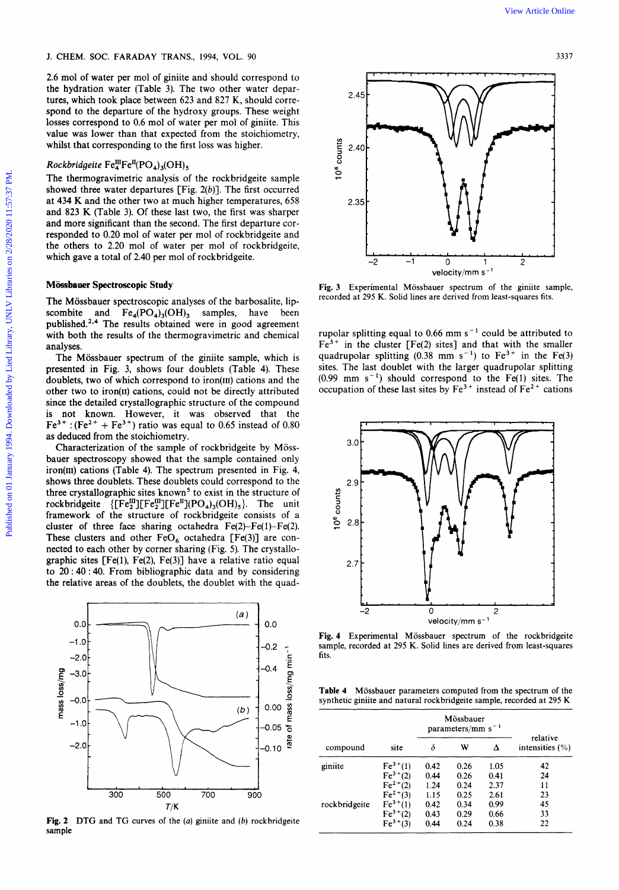2.6 mol of water per mol of giniite and should correspond to the hydration water (Table 3). The two other water departures, which took place between 623 and 827 K, should correspond to the departure of the hydroxy groups. These weight losses correspond to 0.6 mol of water per mol of giniite. This value was lower than that expected from the stoichiometry, whilst that corresponding to the first loss was higher.

### *Rockbridgeite* $Fe^{III}_4Fe^{II}(PO_4)_3(OH)_5$

The thermogravimetric analysis of the rockbridgeite sample showed three water departures [Fig. 2(*b*)]. The first occurred at 434 K and the other two at much higher temperatures, 658 and 823 K (Table 3). Of these last two, the first was sharper and more significant than the second. The first departure corresponded to 0.20 mol of water per mol of rockbridgeite and the others to 2.20 mol of water per mol of rockbridgeite, which gave a total of 2.40 per mol of rockbridgeite.

## Mössbauer Spectroscopic Study

The Mössbauer spectroscopic analyses of the barbosalite, lipscombite and $Fe_4(PO_4)_3(OH)_3$ samples, have been published.[2,4] The results obtained were in good agreement with both the results of the thermogravimetric and chemical analyses.

The Mössbauer spectrum of the giniite sample, which is presented in Fig. 3, shows four doublets (Table 4). These doublets, two of which correspond to iron(III) cations and the other two to iron(II) cations, could not be directly attributed since the detailed crystallographic structure of the compound is not known. However, it was observed that the $Fe^{3+}:(Fe^{2+}+Fe^{3+})$ ratio was equal to 0.65 instead of 0.80 as deduced from the stoichiometry.

Characterization of the sample of rockbridgeite by Mössbauer spectroscopy showed that the sample contained only iron(III) cations (Table 4). The spectrum presented in Fig. 4, shows three doublets. These doublets could correspond to the three crystallographic sites known[5] to exist in the structure of rockbridgeite $\{[Fe^{III}_2][Fe^{III}_2][Fe^{II}](PO_4)_3(OH)_5\}$. The unit framework of the structure of rockbridgeite consists of a cluster of three face sharing octahedra Fe(2)–Fe(1)–Fe(2). These clusters and other $FeO_6$ octahedra [Fe(3)] are connected to each other by corner sharing (Fig. 5). The crystallographic sites [Fe(1), Fe(2), Fe(3)] have a relative ratio equal to 20 : 40 : 40. From bibliographic data and by considering the relative areas of the doublets, the doublet with the quadrupolar splitting equal to 0.66 mm $s^{-1}$ could be attributed to $Fe^{3+}$ in the cluster [Fe(2) sites] and that with the smaller quadrupolar splitting (0.38 mm $s^{-1}$) to $Fe^{3+}$ in the Fe(3) sites. The last doublet with the larger quadrupolar splitting (0.99 mm $s^{-1}$) should correspond to the Fe(1) sites. The occupation of these last sites by $Fe^{3+}$ instead of $Fe^{2+}$ cations

**Fig. 2** DTG and TG curves of the (*a*) giniite and (*b*) rockbridgeite sample

**Fig. 3** Experimental Mössbauer spectrum of the giniite sample, recorded at 295 K. Solid lines are derived from least-squares fits.

**Fig. 4** Experimental Mössbauer spectrum of the rockbridgeite sample, recorded at 295 K. Solid lines are derived from least-squares fits.

**Table 4** Mössbauer parameters computed from the spectrum of the synthetic giniite and natural rockbridgeite sample, recorded at 295 K

| compound | site | Mössbauer parameters/mm $s^{-1}$ | | | relative intensities (%) |
|---|---|---|---|---|---|
| | | $\delta$ | W | $\Delta$ | |
| giniite | $Fe^{3+}(1)$ | 0.42 | 0.26 | 1.05 | 42 |
| | $Fe^{3+}(2)$ | 0.44 | 0.26 | 0.41 | 24 |
| | $Fe^{2+}(2)$ | 1.24 | 0.24 | 2.37 | 11 |
| | $Fe^{2+}(3)$ | 1.15 | 0.25 | 2.61 | 23 |
| rockbridgeite | $Fe^{3+}(1)$ | 0.42 | 0.34 | 0.99 | 45 |
| | $Fe^{3+}(2)$ | 0.43 | 0.29 | 0.66 | 33 |
| | $Fe^{3+}(3)$ | 0.44 | 0.24 | 0.38 | 22 |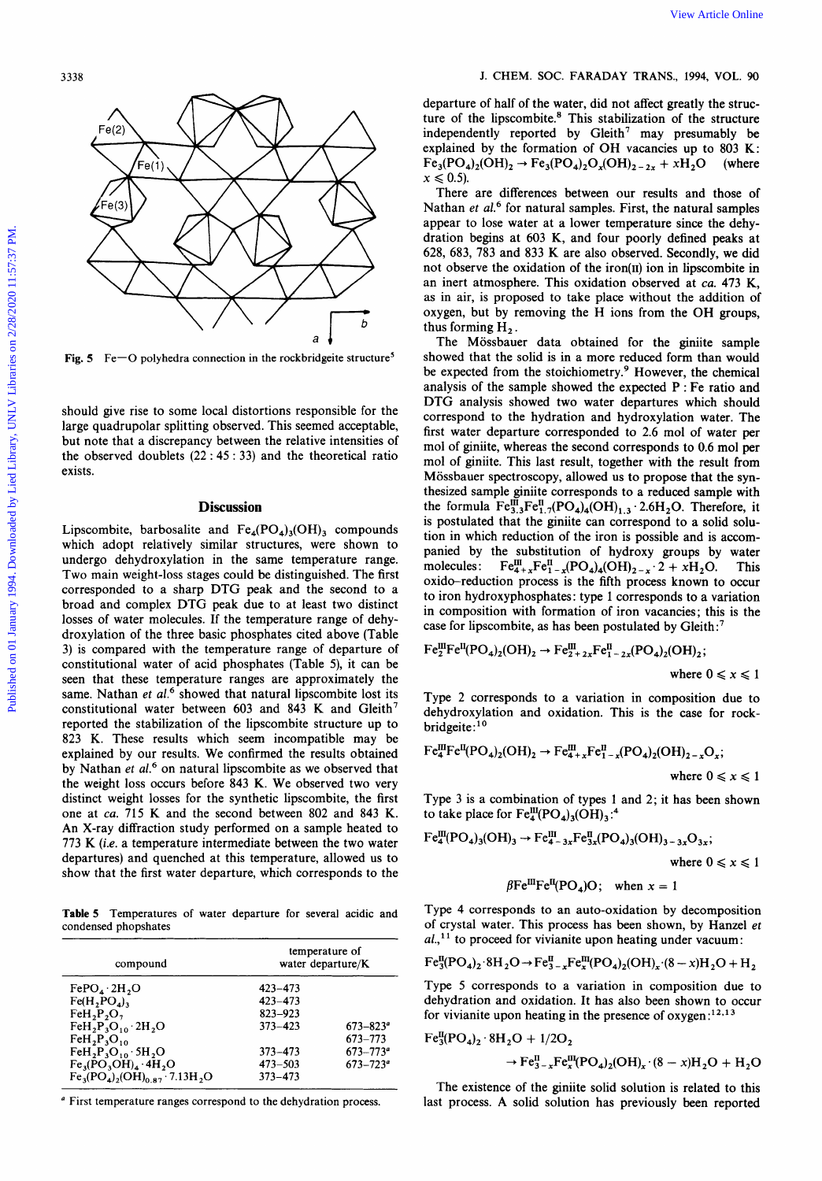Fig. 5 Fe—O polyhedra connection in the rockbridgeite structure[5]

should give rise to some local distortions responsible for the large quadrupolar splitting observed. This seemed acceptable, but note that a discrepancy between the relative intensities of the observed doublets (22 : 45 : 33) and the theoretical ratio exists.

## Discussion

Lipscombite, barbosalite and $Fe_4(PO_4)_3(OH)_3$ compounds which adopt relatively similar structures, were shown to undergo dehydroxylation in the same temperature range. Two main weight-loss stages could be distinguished. The first corresponded to a sharp DTG peak and the second to a broad and complex DTG peak due to at least two distinct losses of water molecules. If the temperature range of dehydroxylation of the three basic phosphates cited above (Table 3) is compared with the temperature range of departure of constitutional water of acid phosphates (Table 5), it can be seen that these temperature ranges are approximately the same. Nathan *et al.*[6] showed that natural lipscombite lost its constitutional water between 603 and 843 K and Gleith[7] reported the stabilization of the lipscombite structure up to 823 K. These results which seem incompatible may be explained by our results. We confirmed the results obtained by Nathan *et al.*[6] on natural lipscombite as we observed that the weight loss occurs before 843 K. We observed two very distinct weight losses for the synthetic lipscombite, the first one at *ca.* 715 K and the second between 802 and 843 K. An X-ray diffraction study performed on a sample heated to 773 K (*i.e.* a temperature intermediate between the two water departures) and quenched at this temperature, allowed us to show that the first water departure, which corresponds to the departure of half of the water, did not affect greatly the structure of the lipscombite.[8] This stabilization of the structure independently reported by Gleith[7] may presumably be explained by the formation of OH vacancies up to 803 K: $Fe_3(PO_4)_2(OH)_2 \rightarrow Fe_3(PO_4)_2O_x(OH)_{2-2x} + xH_2O$ (where $x \leqslant 0.5$).

There are differences between our results and those of Nathan *et al.*[6] for natural samples. First, the natural samples appear to lose water at a lower temperature since the dehydration begins at 603 K, and four poorly defined peaks at 628, 683, 783 and 833 K are also observed. Secondly, we did not observe the oxidation of the iron(II) ion in lipscombite in an inert atmosphere. This oxidation observed at *ca.* 473 K, as in air, is proposed to take place without the addition of oxygen, but by removing the H ions from the OH groups, thus forming $H_2$.

The Mössbauer data obtained for the giniite sample showed that the solid is in a more reduced form than would be expected from the stoichiometry.[9] However, the chemical analysis of the sample showed the expected P : Fe ratio and DTG analysis showed two water departures which should correspond to the hydration and hydroxylation water. The first water departure corresponded to 2.6 mol of water per mol of giniite, whereas the second corresponds to 0.6 mol per mol of giniite. This last result, together with the result from Mössbauer spectroscopy, allowed us to propose that the synthesized sample giniite corresponds to a reduced sample with the formula $Fe^{III}_{3.3}Fe^{II}_{1.7}(PO_4)_4(OH)_{1.3} \cdot 2.6H_2O$. Therefore, it is postulated that the giniite can correspond to a solid solution in which reduction of the iron is possible and is accompanied by the substitution of hydroxy groups by water molecules: $Fe^{III}_{4+x}Fe^{II}_{1-x}(PO_4)_4(OH)_{2-x} \cdot 2 + xH_2O$. This oxido-reduction process is the fifth process known to occur to iron hydroxyphosphates: type 1 corresponds to a variation in composition with formation of iron vacancies; this is the case for lipscombite, as has been postulated by Gleith:[7]

$$Fe^{III}_2Fe^{II}(PO_4)_2(OH)_2 \rightarrow Fe^{III}_{2+2x}Fe^{II}_{1-2x}(PO_4)_2(OH)_2; \quad \text{where } 0 \leqslant x \leqslant 1$$

Type 2 corresponds to a variation in composition due to dehydroxylation and oxidation. This is the case for rockbridgeite:[10]

$$Fe^{III}_4Fe^{II}(PO_4)_2(OH)_2 \rightarrow Fe^{III}_{4+x}Fe^{II}_{1-x}(PO_4)_2(OH)_{2-x}O_x; \quad \text{where } 0 \leqslant x \leqslant 1$$

Type 3 is a combination of types 1 and 2; it has been shown to take place for $Fe^{III}_4(PO_4)_3(OH)_3$:[4]

$$Fe^{III}_4(PO_4)_3(OH)_3 \rightarrow Fe^{III}_{4-3x}Fe^{II}_{3x}(PO_4)_3(OH)_{3-3x}O_{3x}; \quad \text{where } 0 \leqslant x \leqslant 1$$

$$\beta Fe^{III}Fe^{II}(PO_4)O; \quad \text{when } x = 1$$

Type 4 corresponds to an auto-oxidation by decomposition of crystal water. This process has been shown, by Hanzel *et al.*,[11] to proceed for vivianite upon heating under vacuum:

$$Fe^{II}_3(PO_4)_2 \cdot 8H_2O \rightarrow Fe^{II}_{3-x}Fe^{III}_x(PO_4)_2(OH)_x \cdot (8-x)H_2O + H_2$$

Type 5 corresponds to a variation in composition due to dehydration and oxidation. It has also been shown to occur for vivianite upon heating in the presence of oxygen:[12,13]

$$Fe^{II}_3(PO_4)_2 \cdot 8H_2O + 1/2O_2 \rightarrow Fe^{II}_{3-x}Fe^{III}_x(PO_4)_2(OH)_x \cdot (8-x)H_2O + H_2O$$

The existence of the giniite solid solution is related to this last process. A solid solution has previously been reported

**Table 5** Temperatures of water departure for several acidic and condensed phosphates

| compound | temperature of water departure/K | |
|---|---|---|
| $FePO_4 \cdot 2H_2O$ | 423–473 | |
| $Fe(H_2PO_4)_3$ | 423–473 | |
| $FeH_2P_2O_7$ | 823–923 | |
| $FeH_2P_3O_{10} \cdot 2H_2O$ | 373–423 | 673–823[a] |
| $FeH_2P_3O_{10}$ | | 673–773 |
| $FeH_2P_3O_{10} \cdot 5H_2O$ | 373–473 | 673–773[a] |
| $Fe_3(PO_3OH)_4 \cdot 4H_2O$ | 473–503 | 673–723[a] |
| $Fe_3(PO_4)_2(OH)_{0.87} \cdot 7.13H_2O$ | 373–473 | |

[a] First temperature ranges correspond to the dehydration process.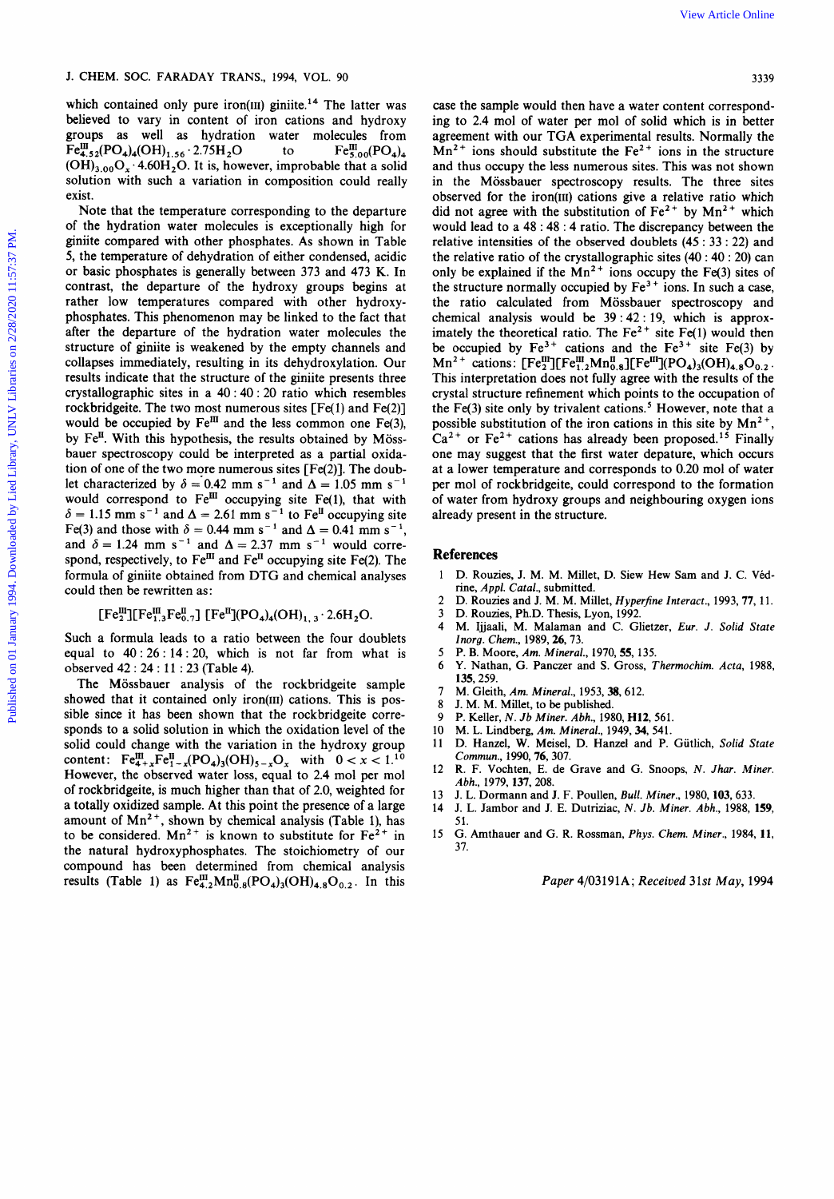which contained only pure iron(III) giniite.[14] The latter was believed to vary in content of iron cations and hydroxy groups as well as hydration water molecules from $Fe^{III}_{4.52}(PO_4)_4(OH)_{1.56} \cdot 2.75H_2O$ to $Fe^{III}_{5.00}(PO_4)_4(OH)_{3.00}O_x \cdot 4.60H_2O$. It is, however, improbable that a solid solution with such a variation in composition could really exist.

Note that the temperature corresponding to the departure of the hydration water molecules is exceptionally high for giniite compared with other phosphates. As shown in Table 5, the temperature of dehydration of either condensed, acidic or basic phosphates is generally between 373 and 473 K. In contrast, the departure of the hydroxy groups begins at rather low temperatures compared with other hydroxyphosphates. This phenomenon may be linked to the fact that after the departure of the hydration water molecules the structure of giniite is weakened by the empty channels and collapses immediately, resulting in its dehydroxylation. Our results indicate that the structure of the giniite presents three crystallographic sites in a 40 : 40 : 20 ratio which resembles rockbridgeite. The two most numerous sites [Fe(1) and Fe(2)] would be occupied by $Fe^{III}$ and the less common one Fe(3), by $Fe^{II}$. With this hypothesis, the results obtained by Mössbauer spectroscopy could be interpreted as a partial oxidation of one of the two more numerous sites [Fe(2)]. The doublet characterized by $\delta = 0.42$ mm $s^{-1}$ and $\Delta = 1.05$ mm $s^{-1}$ would correspond to $Fe^{III}$ occupying site Fe(1), that with $\delta = 1.15$ mm $s^{-1}$ and $\Delta = 2.61$ mm $s^{-1}$ to $Fe^{II}$ occupying site Fe(3) and those with $\delta = 0.44$ mm $s^{-1}$ and $\Delta = 0.41$ mm $s^{-1}$, and $\delta = 1.24$ mm $s^{-1}$ and $\Delta = 2.37$ mm $s^{-1}$ would correspond, respectively, to $Fe^{III}$ and $Fe^{II}$ occupying site Fe(2). The formula of giniite obtained from DTG and chemical analyses could then be rewritten as:

$$[Fe^{III}_2][Fe^{III}_{1.3}Fe^{II}_{0.7}]\ [Fe^{II}](PO_4)_4(OH)_{1.3} \cdot 2.6H_2O.$$

Such a formula leads to a ratio between the four doublets equal to 40 : 26 : 14 : 20, which is not far from what is observed 42 : 24 : 11 : 23 (Table 4).

The Mössbauer analysis of the rockbridgeite sample showed that it contained only iron(III) cations. This is possible since it has been shown that the rockbridgeite corresponds to a solid solution in which the oxidation level of the solid could change with the variation in the hydroxy group content: $Fe^{III}_{4+x}Fe^{II}_{1-x}(PO_4)_3(OH)_{5-x}O_x$ with $0 < x < 1$.[10] However, the observed water loss, equal to 2.4 mol per mol of rockbridgeite, is much higher than that of 2.0, weighted for a totally oxidized sample. At this point the presence of a large amount of $Mn^{2+}$, shown by chemical analysis (Table 1), has to be considered. $Mn^{2+}$ is known to substitute for $Fe^{2+}$ in the natural hydroxyphosphates. The stoichiometry of our compound has been determined from chemical analysis results (Table 1) as $Fe^{III}_{4.2}Mn^{II}_{0.8}(PO_4)_3(OH)_{4.8}O_{0.2}$. In this case the sample would then have a water content corresponding to 2.4 mol of water per mol of solid which is in better agreement with our TGA experimental results. Normally the $Mn^{2+}$ ions should substitute the $Fe^{2+}$ ions in the structure and thus occupy the less numerous sites. This was not shown in the Mössbauer spectroscopy results. The three sites observed for the iron(III) cations give a relative ratio which did not agree with the substitution of $Fe^{2+}$ by $Mn^{2+}$ which would lead to a 48 : 48 : 4 ratio. The discrepancy between the relative intensities of the observed doublets (45 : 33 : 22) and the relative ratio of the crystallographic sites (40 : 40 : 20) can only be explained if the $Mn^{2+}$ ions occupy the Fe(3) sites of the structure normally occupied by $Fe^{3+}$ ions. In such a case, the ratio calculated from Mössbauer spectroscopy and chemical analysis would be 39 : 42 : 19, which is approximately the theoretical ratio. The $Fe^{2+}$ site Fe(1) would then be occupied by $Fe^{3+}$ cations and the $Fe^{3+}$ site Fe(3) by $Mn^{2+}$ cations: $[Fe^{III}_2][Fe^{III}_{1.2}Mn^{II}_{0.8}][Fe^{III}](PO_4)_3(OH)_{4.8}O_{0.2}$. This interpretation does not fully agree with the results of the crystal structure refinement which points to the occupation of the Fe(3) site only by trivalent cations.[5] However, note that a possible substitution of the iron cations in this site by $Mn^{2+}$, $Ca^{2+}$ or $Fe^{2+}$ cations has already been proposed.[15] Finally one may suggest that the first water depature, which occurs at a lower temperature and corresponds to 0.20 mol of water per mol of rockbridgeite, could correspond to the formation of water from hydroxy groups and neighbouring oxygen ions already present in the structure.

## References

1. D. Rouzies, J. M. M. Millet, D. Siew Hew Sam and J. C. Védrine, *Appl. Catal.*, submitted.
2. D. Rouzies and J. M. M. Millet, *Hyperfine Interact.*, 1993, **77**, 11.
3. D. Rouzies, Ph.D. Thesis, Lyon, 1992.
4. M. Ijjaali, M. Malaman and C. Glietzer, *Eur. J. Solid State Inorg. Chem.*, 1989, **26**, 73.
5. P. B. Moore, *Am. Mineral.*, 1970, **55**, 135.
6. Y. Nathan, G. Panczer and S. Gross, *Thermochim. Acta*, 1988, **135**, 259.
7. M. Gleith, *Am. Mineral.*, 1953, **38**, 612.
8. J. M. M. Millet, to be published.
9. P. Keller, *N. Jb Miner. Abh.*, 1980, **H12**, 561.
10. M. L. Lindberg, *Am. Mineral.*, 1949, **34**, 541.
11. D. Hanzel, W. Meisel, D. Hanzel and P. Gütlich, *Solid State Commun.*, 1990, **76**, 307.
12. R. F. Vochten, E. de Grave and G. Snoops, *N. Jhar. Miner. Abh.*, 1979, **137**, 208.
13. J. L. Dormann and J. F. Poullen, *Bull. Miner.*, 1980, **103**, 633.
14. J. L. Jambor and J. E. Dutriziac, *N. Jb. Miner. Abh.*, 1988, **159**, 51.
15. G. Amthauer and G. R. Rossman, *Phys. Chem. Miner.*, 1984, **11**, 37.

*Paper 4/03191A; Received 31st May, 1994*